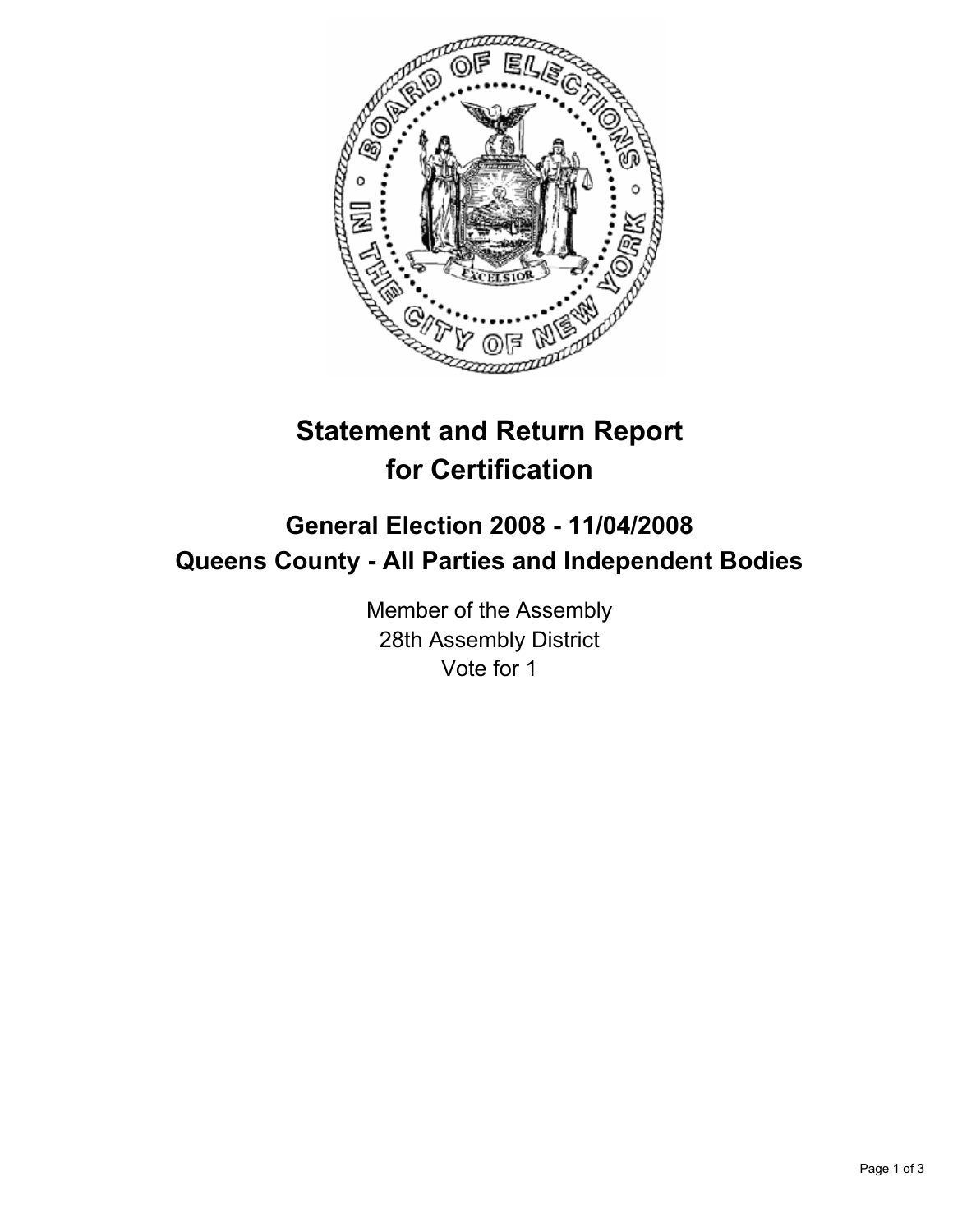# Statement and Return Report for Certification

## General Election 2008 - 11/04/2008
## Queens County - All Parties and Independent Bodies

Member of the Assembly
28th Assembly District
Vote for 1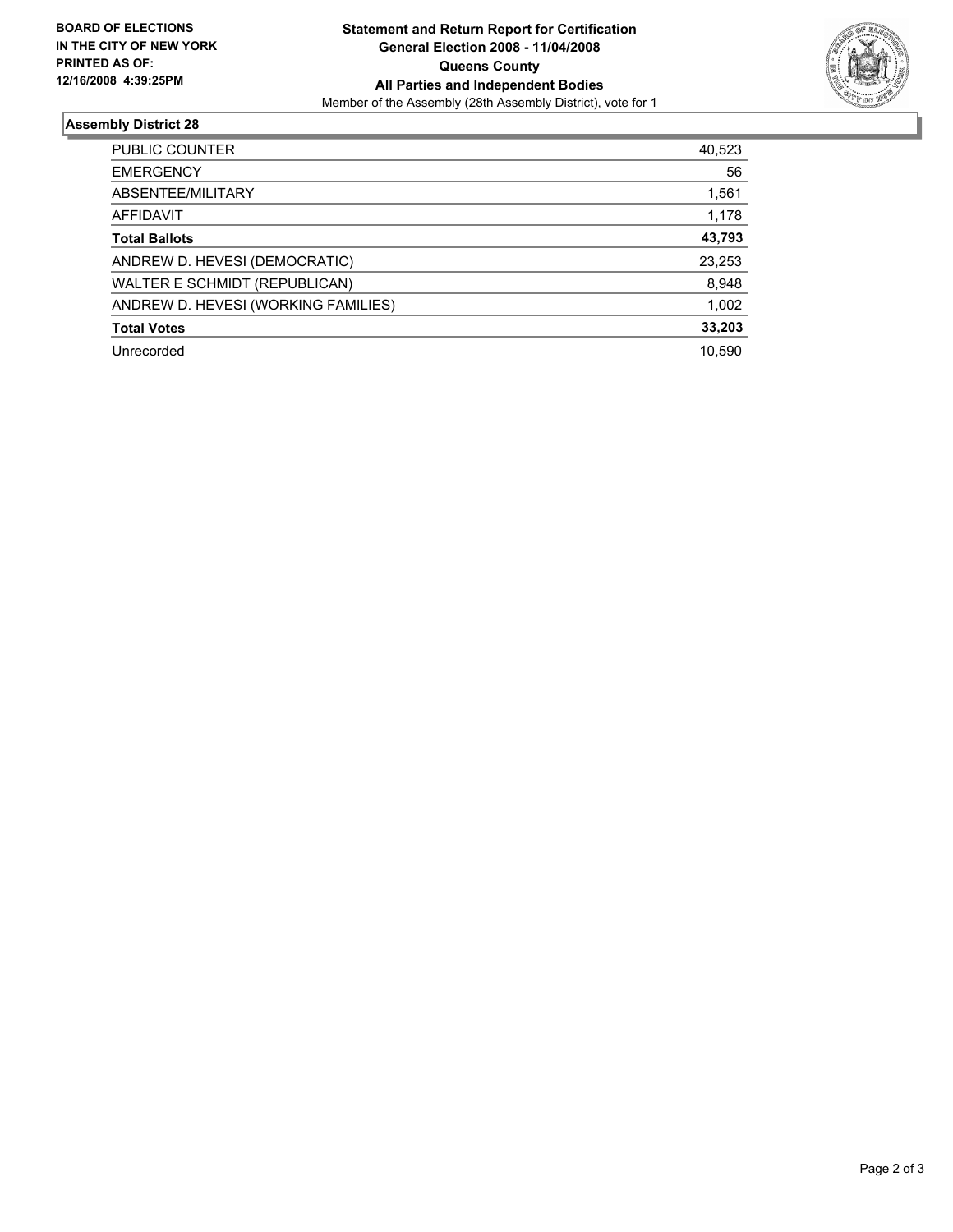**BOARD OF ELECTIONS IN THE CITY OF NEW YORK PRINTED AS OF: 12/16/2008 4:39:25PM**

**Statement and Return Report for Certification**
**General Election 2008 - 11/04/2008**
**Queens County**
**All Parties and Independent Bodies**
Member of the Assembly (28th Assembly District), vote for 1

## Assembly District 28

| | |
|---|---|
| PUBLIC COUNTER | 40,523 |
| EMERGENCY | 56 |
| ABSENTEE/MILITARY | 1,561 |
| AFFIDAVIT | 1,178 |
| **Total Ballots** | **43,793** |
| ANDREW D. HEVESI (DEMOCRATIC) | 23,253 |
| WALTER E SCHMIDT (REPUBLICAN) | 8,948 |
| ANDREW D. HEVESI (WORKING FAMILIES) | 1,002 |
| **Total Votes** | **33,203** |
| Unrecorded | 10,590 |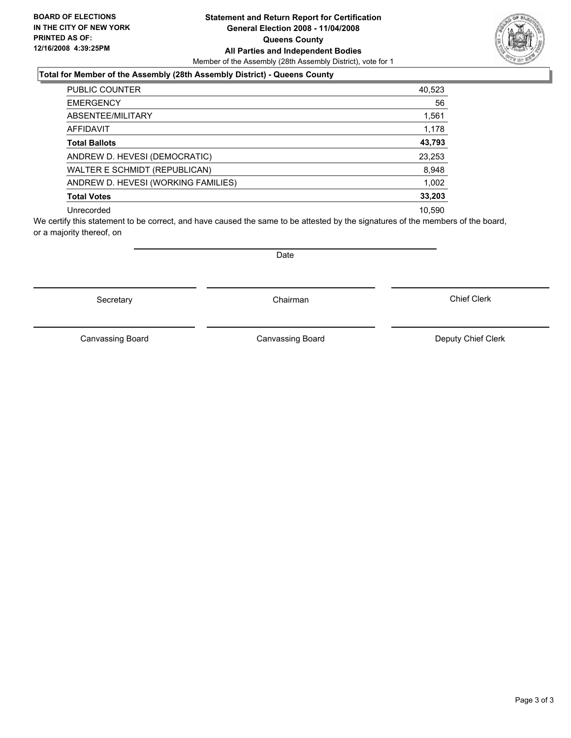**BOARD OF ELECTIONS IN THE CITY OF NEW YORK PRINTED AS OF: 12/16/2008 4:39:25PM**

**Statement and Return Report for Certification**
**General Election 2008 - 11/04/2008**
**Queens County**
**All Parties and Independent Bodies**
Member of the Assembly (28th Assembly District), vote for 1

**Total for Member of the Assembly (28th Assembly District) - Queens County**

| | |
|---|---|
| PUBLIC COUNTER | 40,523 |
| EMERGENCY | 56 |
| ABSENTEE/MILITARY | 1,561 |
| AFFIDAVIT | 1,178 |
| **Total Ballots** | **43,793** |
| ANDREW D. HEVESI (DEMOCRATIC) | 23,253 |
| WALTER E SCHMIDT (REPUBLICAN) | 8,948 |
| ANDREW D. HEVESI (WORKING FAMILIES) | 1,002 |
| **Total Votes** | **33,203** |
| Unrecorded | 10,590 |

We certify this statement to be correct, and have caused the same to be attested by the signatures of the members of the board, or a majority thereof, on

Date

Secretary

Chairman

Chief Clerk

Canvassing Board

Canvassing Board

Deputy Chief Clerk